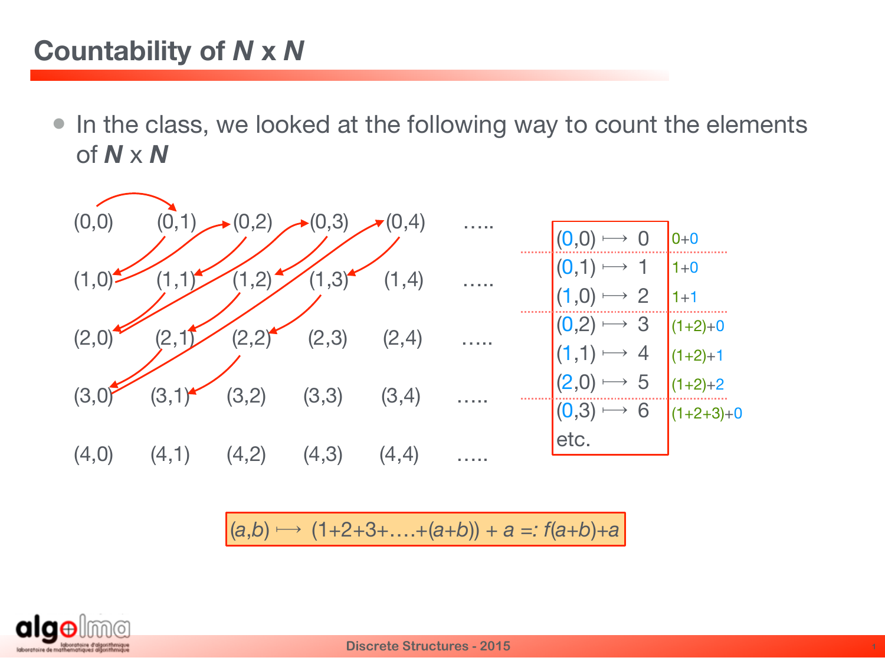# Countability of *N* x *N*

- In the class, we looked at the following way to count the elements of *N* x *N*

| | | | | | |
|---|---|---|---|---|---|
| (0,0) | (0,1) | (0,2) | (0,3) | (0,4) | ….. |
| (1,0) | (1,1) | (1,2) | (1,3) | (1,4) | ….. |
| (2,0) | (2,1) | (2,2) | (2,3) | (2,4) | ….. |
| (3,0) | (3,1) | (3,2) | (3,3) | (3,4) | ….. |
| (4,0) | (4,1) | (4,2) | (4,3) | (4,4) | ….. |

| | |
|---|---|
| $(0,0) \longmapsto 0$ | 0+0 |
| $(0,1) \longmapsto 1$ | 1+0 |
| $(1,0) \longmapsto 2$ | 1+1 |
| $(0,2) \longmapsto 3$ | (1+2)+0 |
| $(1,1) \longmapsto 4$ | (1+2)+1 |
| $(2,0) \longmapsto 5$ | (1+2)+2 |
| $(0,3) \longmapsto 6$ | (1+2+3)+0 |
| etc. | |

$$(a,b) \longmapsto (1+2+3+\ldots+(a+b)) + a =: f(a+b)+a$$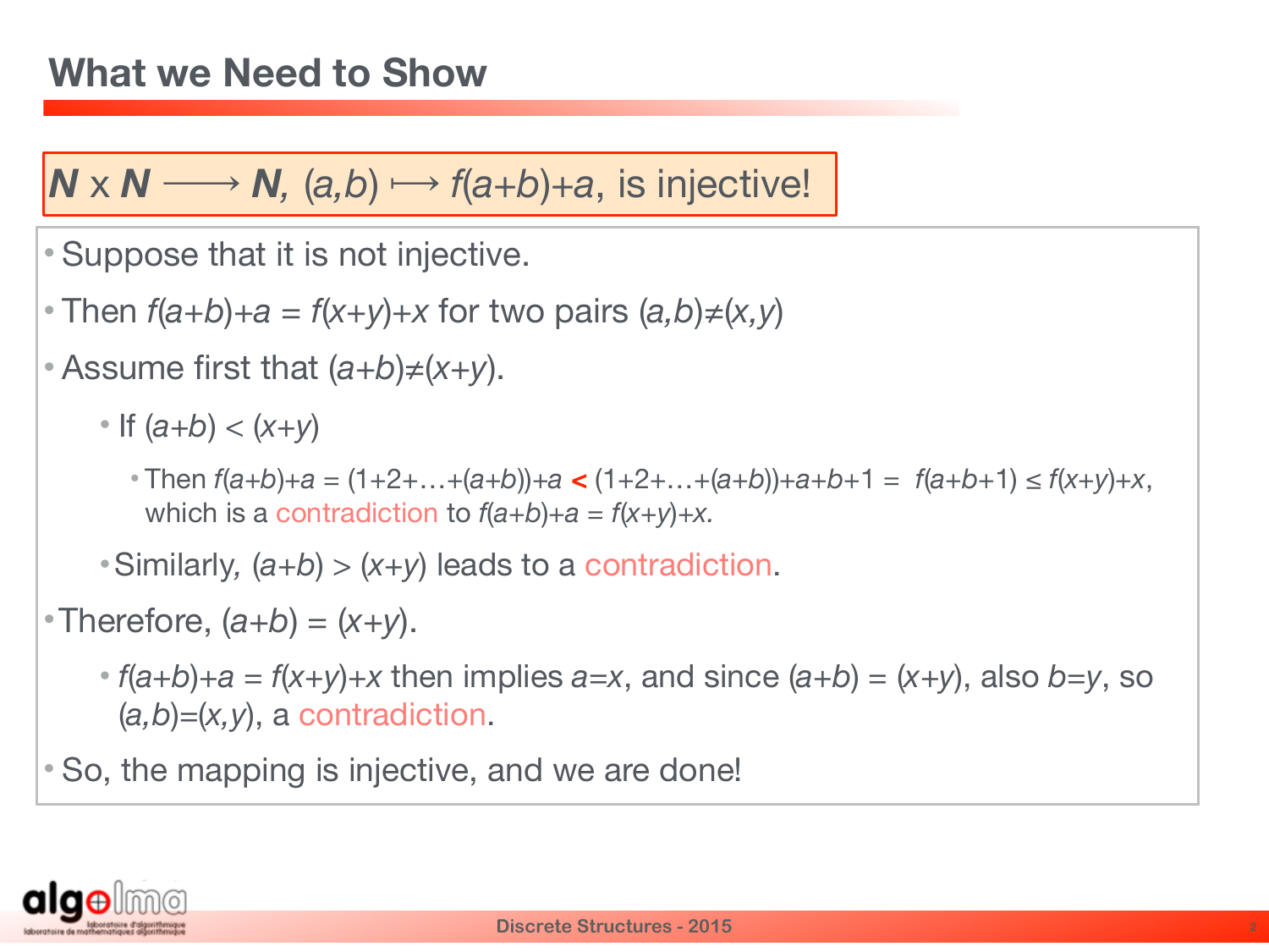## What we Need to Show

$\boldsymbol{N} \times \boldsymbol{N} \longrightarrow \boldsymbol{N}$, $(a,b) \longmapsto f(a+b)+a$, is injective!

- Suppose that it is not injective.
- Then $f(a+b)+a = f(x+y)+x$ for two pairs $(a,b) \neq (x,y)$
- Assume first that $(a+b) \neq (x+y)$.
  - If $(a+b) < (x+y)$
    - Then $f(a+b)+a = (1+2+\ldots+(a+b))+a < (1+2+\ldots+(a+b))+a+b+1 = f(a+b+1) \leq f(x+y)+x$, which is a contradiction to $f(a+b)+a = f(x+y)+x$.
  - Similarly, $(a+b) > (x+y)$ leads to a contradiction.
- Therefore, $(a+b) = (x+y)$.
  - $f(a+b)+a = f(x+y)+x$ then implies $a=x$, and since $(a+b) = (x+y)$, also $b=y$, so $(a,b)=(x,y)$, a contradiction.
- So, the mapping is injective, and we are done!